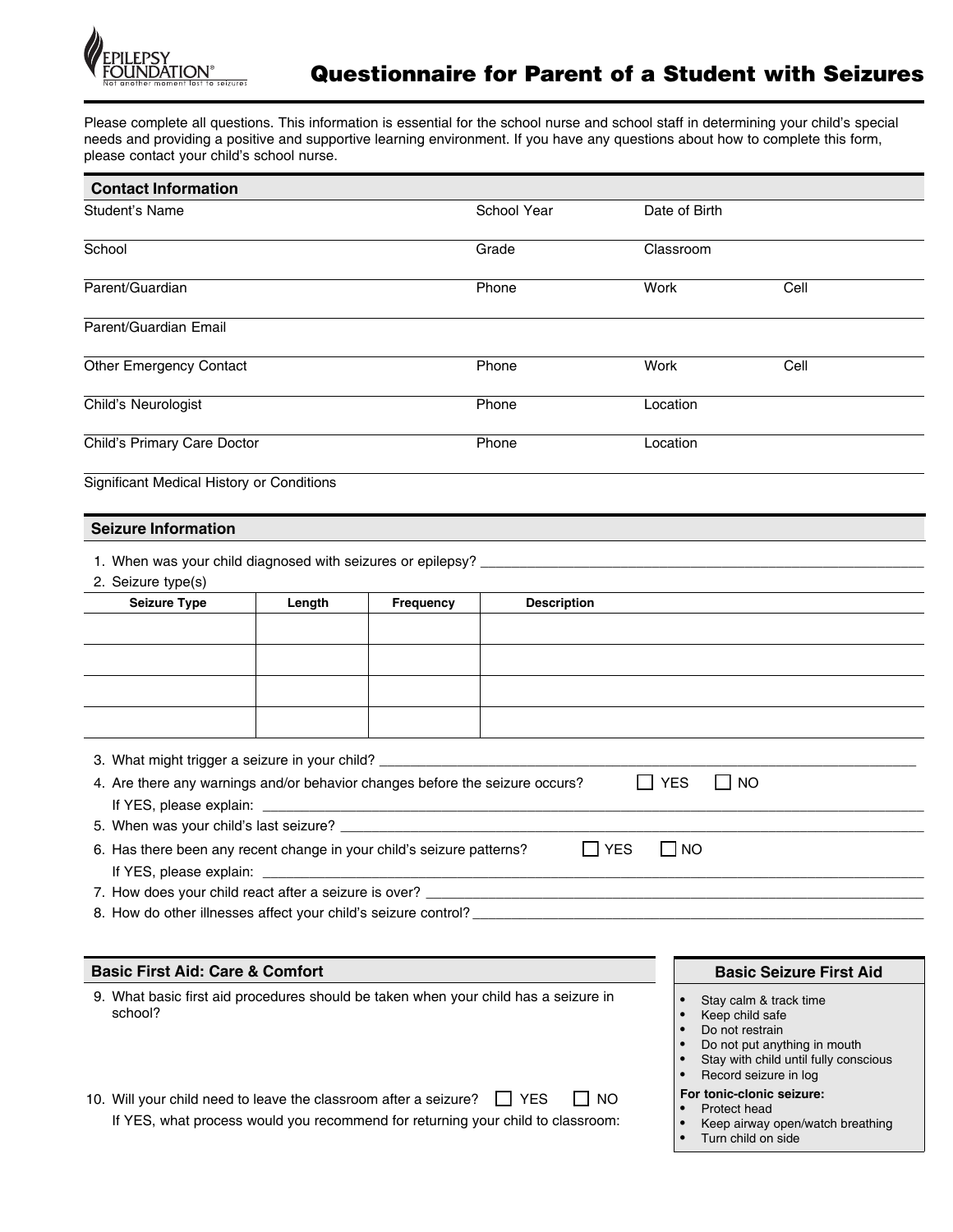EPILEPSY FOUNDATION®
Not another moment lost to seizures

# Questionnaire for Parent of a Student with Seizures

Please complete all questions. This information is essential for the school nurse and school staff in determining your child's special needs and providing a positive and supportive learning environment. If you have any questions about how to complete this form, please contact your child's school nurse.

## Contact Information

Student's Name ______ School Year ______ Date of Birth ______

School ______ Grade ______ Classroom ______

Parent/Guardian ______ Phone ______ Work ______ Cell ______

Parent/Guardian Email ______

Other Emergency Contact ______ Phone ______ Work ______ Cell ______

Child's Neurologist ______ Phone ______ Location ______

Child's Primary Care Doctor ______ Phone ______ Location ______

Significant Medical History or Conditions ______

## Seizure Information

1. When was your child diagnosed with seizures or epilepsy? ______
2. Seizure type(s)

| Seizure Type | Length | Frequency | Description |
|---|---|---|---|
| | | | |
| | | | |
| | | | |
| | | | |

3. What might trigger a seizure in your child? ______
4. Are there any warnings and/or behavior changes before the seizure occurs? ☐ YES ☐ NO
   If YES, please explain: ______
5. When was your child's last seizure? ______
6. Has there been any recent change in your child's seizure patterns? ☐ YES ☐ NO
   If YES, please explain: ______
7. How does your child react after a seizure is over? ______
8. How do other illnesses affect your child's seizure control? ______

## Basic First Aid: Care & Comfort

9. What basic first aid procedures should be taken when your child has a seizure in school?

10. Will your child need to leave the classroom after a seizure? ☐ YES ☐ NO
    If YES, what process would you recommend for returning your child to classroom:

### Basic Seizure First Aid

- Stay calm & track time
- Keep child safe
- Do not restrain
- Do not put anything in mouth
- Stay with child until fully conscious
- Record seizure in log

**For tonic-clonic seizure:**

- Protect head
- Keep airway open/watch breathing
- Turn child on side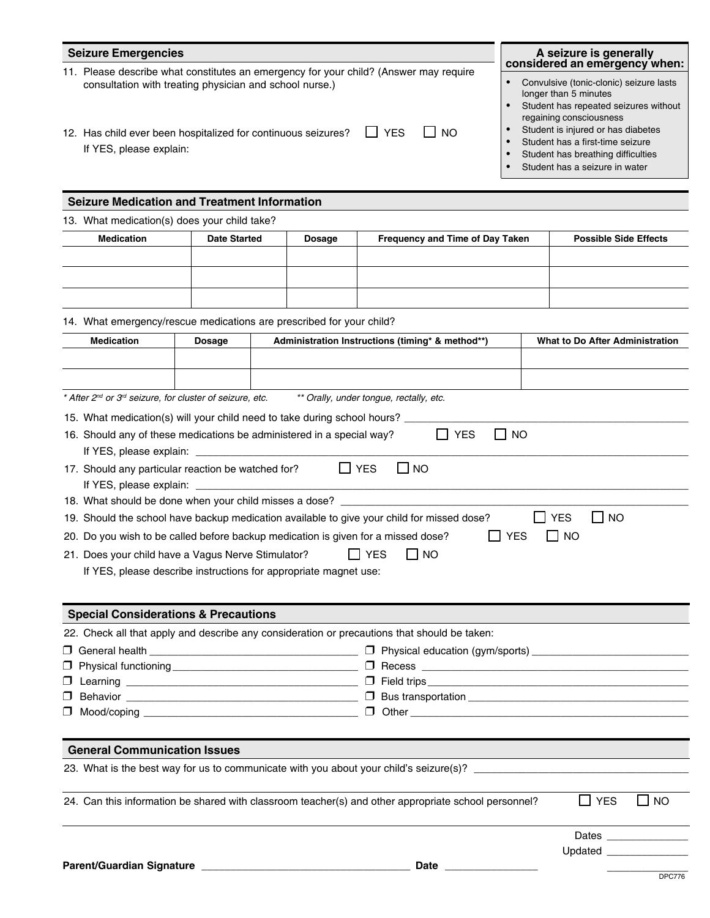## Seizure Emergencies

11. Please describe what constitutes an emergency for your child? (Answer may require consultation with treating physician and school nurse.)

12. Has child ever been hospitalized for continuous seizures? ☐ YES ☐ NO
    If YES, please explain:

### A seizure is generally considered an emergency when:

- Convulsive (tonic-clonic) seizure lasts longer than 5 minutes
- Student has repeated seizures without regaining consciousness
- Student is injured or has diabetes
- Student has a first-time seizure
- Student has breathing difficulties
- Student has a seizure in water

## Seizure Medication and Treatment Information

13. What medication(s) does your child take?

| Medication | Date Started | Dosage | Frequency and Time of Day Taken | Possible Side Effects |
|---|---|---|---|---|
| | | | | |
| | | | | |
| | | | | |

14. What emergency/rescue medications are prescribed for your child?

| Medication | Dosage | Administration Instructions (timing* & method**) | What to Do After Administration |
|---|---|---|---|
| | | | |
| | | | |

*\* After 2nd or 3rd seizure, for cluster of seizure, etc.* *\*\* Orally, under tongue, rectally, etc.*

15. What medication(s) will your child need to take during school hours? ______________________________
16. Should any of these medications be administered in a special way? ☐ YES ☐ NO
    If YES, please explain: ______________________________
17. Should any particular reaction be watched for? ☐ YES ☐ NO
    If YES, please explain: ______________________________
18. What should be done when your child misses a dose? ______________________________
19. Should the school have backup medication available to give your child for missed dose? ☐ YES ☐ NO
20. Do you wish to be called before backup medication is given for a missed dose? ☐ YES ☐ NO
21. Does your child have a Vagus Nerve Stimulator? ☐ YES ☐ NO
    If YES, please describe instructions for appropriate magnet use:

## Special Considerations & Precautions

22. Check all that apply and describe any consideration or precautions that should be taken:

- ❒ General health ______________________________
- ❒ Physical functioning ______________________________
- ❒ Learning ______________________________
- ❒ Behavior ______________________________
- ❒ Mood/coping ______________________________
- ❒ Physical education (gym/sports) ______________________________
- ❒ Recess ______________________________
- ❒ Field trips ______________________________
- ❒ Bus transportation ______________________________
- ❒ Other ______________________________

## General Communication Issues

23. What is the best way for us to communicate with you about your child's seizure(s)? ______________________________

24. Can this information be shared with classroom teacher(s) and other appropriate school personnel? ☐ YES ☐ NO

Dates ______________
Updated ______________
______________

**Parent/Guardian Signature** ______________________________ **Date** ______________

DPC776